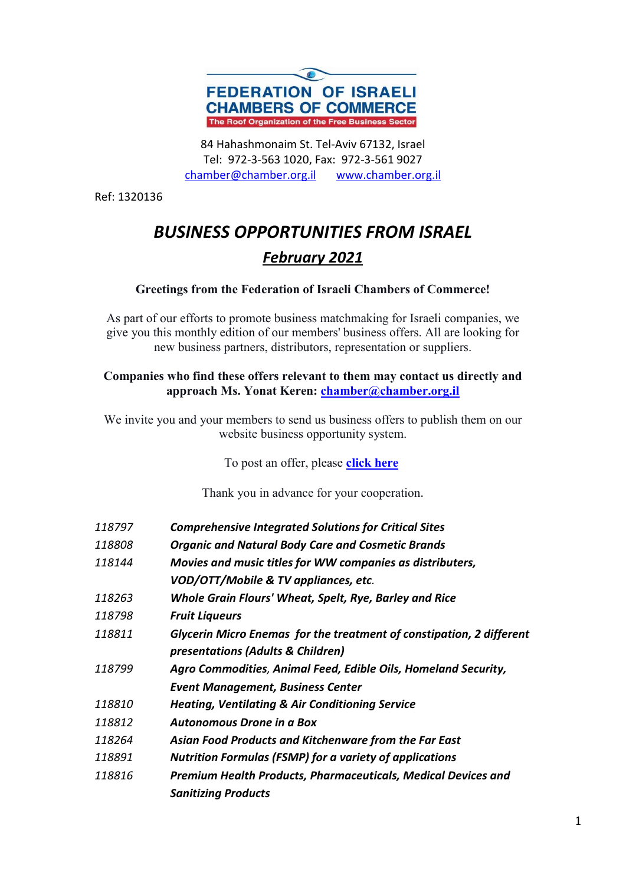**FEDERATION OF ISRAELI CHAMBERS OF COMMERCE**
The Roof Organization of the Free Business Sector

84 Hahashmonaim St. Tel-Aviv 67132, Israel
Tel: 972-3-563 1020, Fax: 972-3-561 9027
chamber@chamber.org.il www.chamber.org.il

Ref: 1320136

# *BUSINESS OPPORTUNITIES FROM ISRAEL*

## *February 2021*

**Greetings from the Federation of Israeli Chambers of Commerce!**

As part of our efforts to promote business matchmaking for Israeli companies, we give you this monthly edition of our members' business offers. All are looking for new business partners, distributors, representation or suppliers.

**Companies who find these offers relevant to them may contact us directly and approach Ms. Yonat Keren: chamber@chamber.org.il**

We invite you and your members to send us business offers to publish them on our website business opportunity system.

To post an offer, please **click here**

Thank you in advance for your cooperation.

| | |
|---|---|
| *118797* | ***Comprehensive Integrated Solutions for Critical Sites*** |
| *118808* | ***Organic and Natural Body Care and Cosmetic Brands*** |
| *118144* | ***Movies and music titles for WW companies as distributers, VOD/OTT/Mobile & TV appliances, etc.*** |
| *118263* | ***Whole Grain Flours' Wheat, Spelt, Rye, Barley and Rice*** |
| *118798* | ***Fruit Liqueurs*** |
| *118811* | ***Glycerin Micro Enemas for the treatment of constipation, 2 different presentations (Adults & Children)*** |
| *118799* | ***Agro Commodities, Animal Feed, Edible Oils, Homeland Security, Event Management, Business Center*** |
| *118810* | ***Heating, Ventilating & Air Conditioning Service*** |
| *118812* | ***Autonomous Drone in a Box*** |
| *118264* | ***Asian Food Products and Kitchenware from the Far East*** |
| *118891* | ***Nutrition Formulas (FSMP) for a variety of applications*** |
| *118816* | ***Premium Health Products, Pharmaceuticals, Medical Devices and Sanitizing Products*** |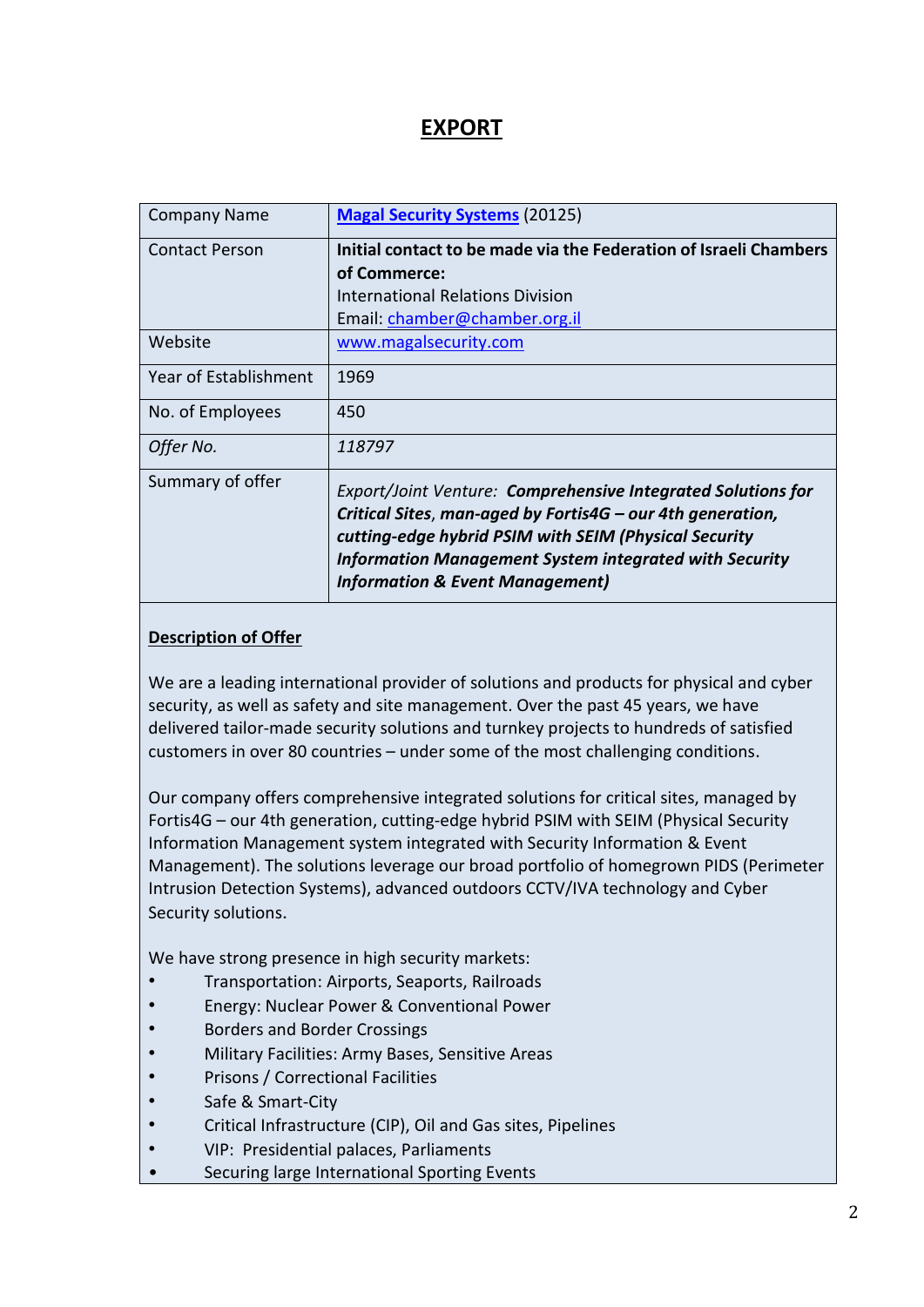# EXPORT

| Company Name | [Magal Security Systems](www.magalsecurity.com) (20125) |
|---|---|
| Contact Person | **Initial contact to be made via the Federation of Israeli Chambers of Commerce:**<br>International Relations Division<br>Email: chamber@chamber.org.il |
| Website | www.magalsecurity.com |
| Year of Establishment | 1969 |
| No. of Employees | 450 |
| *Offer No.* | *118797* |
| Summary of offer | *Export/Joint Venture:* ***Comprehensive Integrated Solutions for Critical Sites**, **man-aged by Fortis4G – our 4th generation, cutting-edge hybrid PSIM with SEIM (Physical Security Information Management System integrated with Security Information & Event Management)*** |

**Description of Offer**

We are a leading international provider of solutions and products for physical and cyber security, as well as safety and site management. Over the past 45 years, we have delivered tailor-made security solutions and turnkey projects to hundreds of satisfied customers in over 80 countries – under some of the most challenging conditions.

Our company offers comprehensive integrated solutions for critical sites, managed by Fortis4G – our 4th generation, cutting-edge hybrid PSIM with SEIM (Physical Security Information Management system integrated with Security Information & Event Management). The solutions leverage our broad portfolio of homegrown PIDS (Perimeter Intrusion Detection Systems), advanced outdoors CCTV/IVA technology and Cyber Security solutions.

We have strong presence in high security markets:

- Transportation: Airports, Seaports, Railroads
- Energy: Nuclear Power & Conventional Power
- Borders and Border Crossings
- Military Facilities: Army Bases, Sensitive Areas
- Prisons / Correctional Facilities
- Safe & Smart-City
- Critical Infrastructure (CIP), Oil and Gas sites, Pipelines
- VIP: Presidential palaces, Parliaments
- Securing large International Sporting Events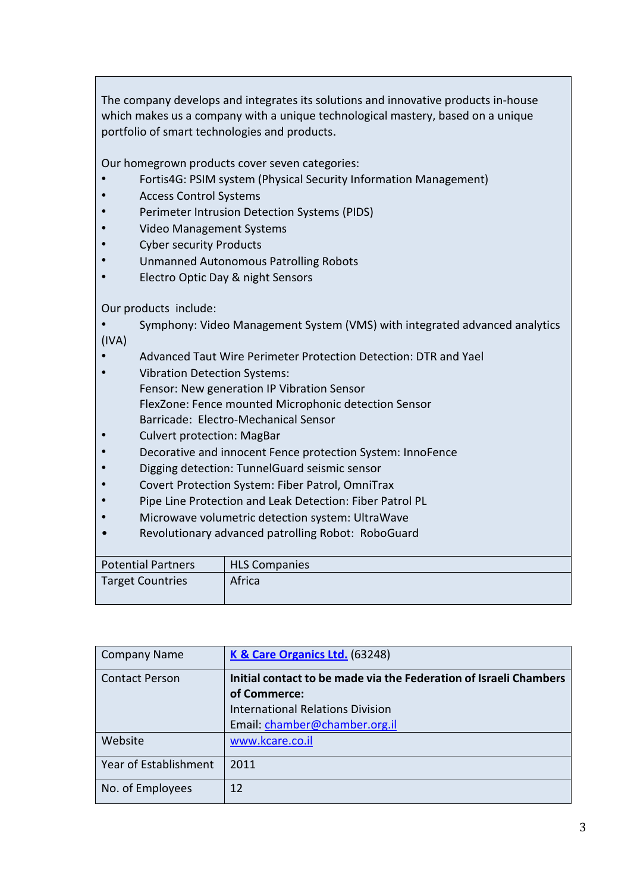The company develops and integrates its solutions and innovative products in-house which makes us a company with a unique technological mastery, based on a unique portfolio of smart technologies and products.

Our homegrown products cover seven categories:

- Fortis4G: PSIM system (Physical Security Information Management)
- Access Control Systems
- Perimeter Intrusion Detection Systems (PIDS)
- Video Management Systems
- Cyber security Products
- Unmanned Autonomous Patrolling Robots
- Electro Optic Day & night Sensors

Our products include:

- Symphony: Video Management System (VMS) with integrated advanced analytics (IVA)
- Advanced Taut Wire Perimeter Protection Detection: DTR and Yael
- Vibration Detection Systems:
  Fensor: New generation IP Vibration Sensor
  FlexZone: Fence mounted Microphonic detection Sensor
  Barricade: Electro-Mechanical Sensor
- Culvert protection: MagBar
- Decorative and innocent Fence protection System: InnoFence
- Digging detection: TunnelGuard seismic sensor
- Covert Protection System: Fiber Patrol, OmniTrax
- Pipe Line Protection and Leak Detection: Fiber Patrol PL
- Microwave volumetric detection system: UltraWave
- Revolutionary advanced patrolling Robot: RoboGuard

| | |
|---|---|
| Potential Partners | HLS Companies |
| Target Countries | Africa |

| | |
|---|---|
| Company Name | K & Care Organics Ltd. (63248) |
| Contact Person | **Initial contact to be made via the Federation of Israeli Chambers of Commerce:** International Relations Division Email: chamber@chamber.org.il |
| Website | www.kcare.co.il |
| Year of Establishment | 2011 |
| No. of Employees | 12 |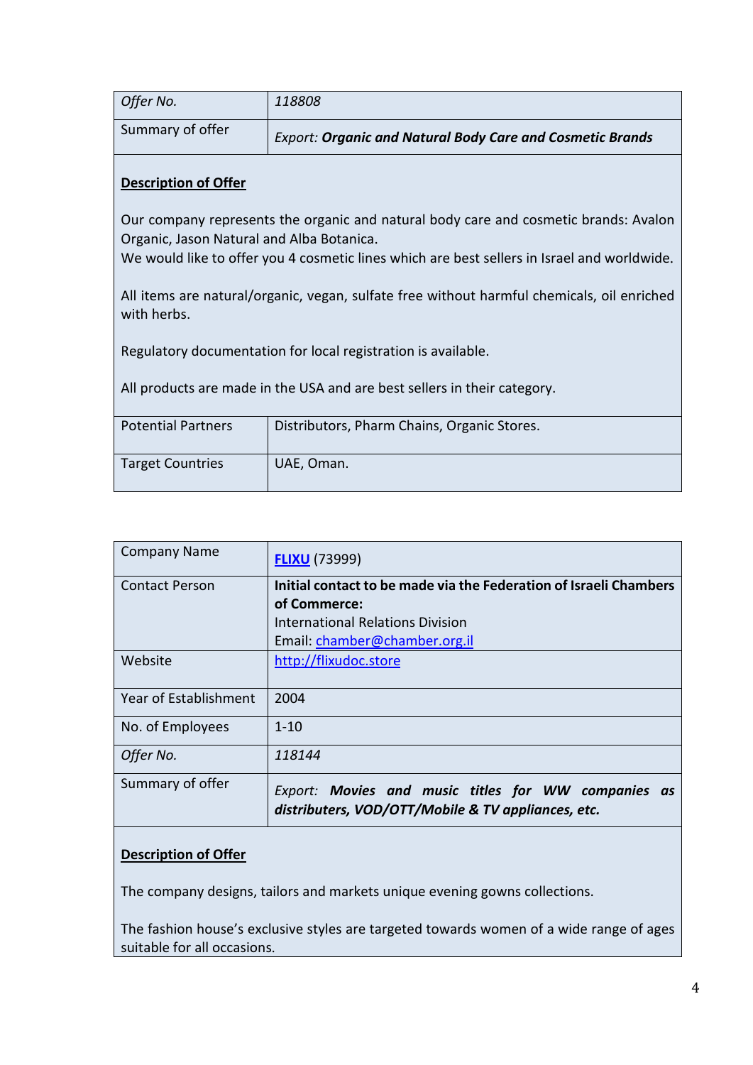| Offer No. | *118808* |
|---|---|
| Summary of offer | *Export: **Organic and Natural Body Care and Cosmetic Brands*** |

**Description of Offer**

Our company represents the organic and natural body care and cosmetic brands: Avalon Organic, Jason Natural and Alba Botanica.
We would like to offer you 4 cosmetic lines which are best sellers in Israel and worldwide.

All items are natural/organic, vegan, sulfate free without harmful chemicals, oil enriched with herbs.

Regulatory documentation for local registration is available.

All products are made in the USA and are best sellers in their category.

| Potential Partners | Distributors, Pharm Chains, Organic Stores. |
|---|---|
| Target Countries | UAE, Oman. |

| Company Name | **FLIXU** (73999) |
|---|---|
| Contact Person | **Initial contact to be made via the Federation of Israeli Chambers of Commerce:** International Relations Division Email: chamber@chamber.org.il |
| Website | http://flixudoc.store |
| Year of Establishment | 2004 |
| No. of Employees | 1-10 |
| *Offer No.* | *118144* |
| Summary of offer | *Export: **Movies and music titles for WW companies as distributers, VOD/OTT/Mobile & TV appliances, etc.*** |

**Description of Offer**

The company designs, tailors and markets unique evening gowns collections.

The fashion house's exclusive styles are targeted towards women of a wide range of ages suitable for all occasions.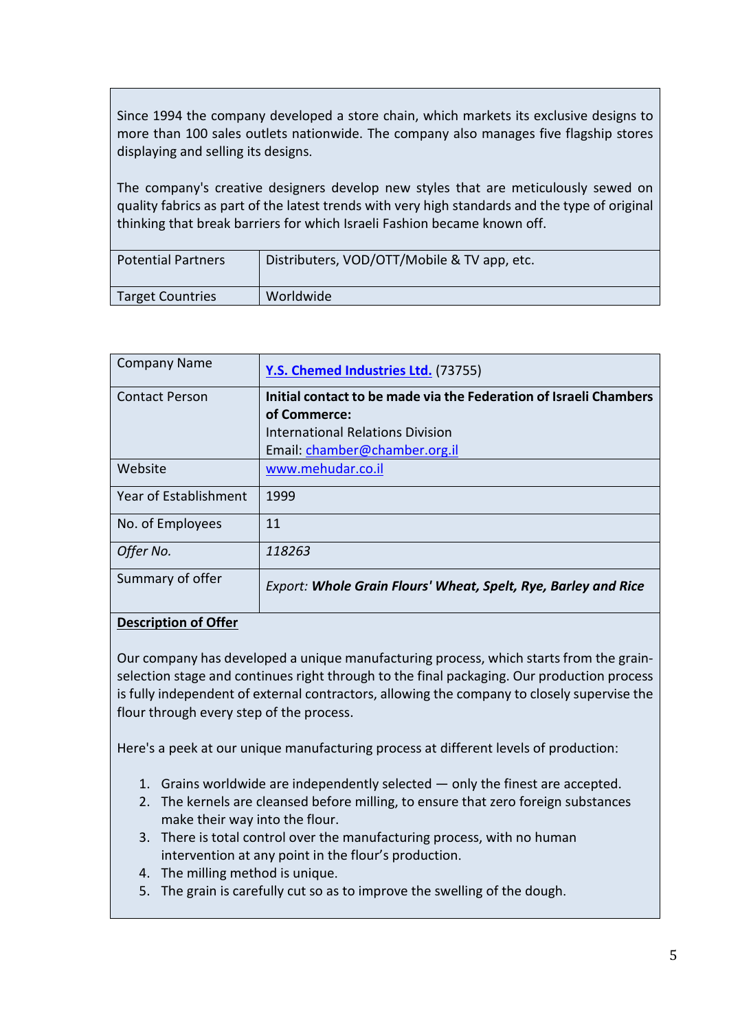Since 1994 the company developed a store chain, which markets its exclusive designs to more than 100 sales outlets nationwide. The company also manages five flagship stores displaying and selling its designs.

The company's creative designers develop new styles that are meticulously sewed on quality fabrics as part of the latest trends with very high standards and the type of original thinking that break barriers for which Israeli Fashion became known off.

| | |
|---|---|
| Potential Partners | Distributers, VOD/OTT/Mobile & TV app, etc. |
| Target Countries | Worldwide |

| | |
|---|---|
| Company Name | **Y.S. Chemed Industries Ltd.** (73755) |
| Contact Person | **Initial contact to be made via the Federation of Israeli Chambers of Commerce:** International Relations Division Email: chamber@chamber.org.il |
| Website | www.mehudar.co.il |
| Year of Establishment | 1999 |
| No. of Employees | 11 |
| *Offer No.* | *118263* |
| Summary of offer | *Export: **Whole Grain Flours' Wheat, Spelt, Rye, Barley and Rice*** |

**Description of Offer**

Our company has developed a unique manufacturing process, which starts from the grain-selection stage and continues right through to the final packaging. Our production process is fully independent of external contractors, allowing the company to closely supervise the flour through every step of the process.

Here's a peek at our unique manufacturing process at different levels of production:

1. Grains worldwide are independently selected — only the finest are accepted.
2. The kernels are cleansed before milling, to ensure that zero foreign substances make their way into the flour.
3. There is total control over the manufacturing process, with no human intervention at any point in the flour's production.
4. The milling method is unique.
5. The grain is carefully cut so as to improve the swelling of the dough.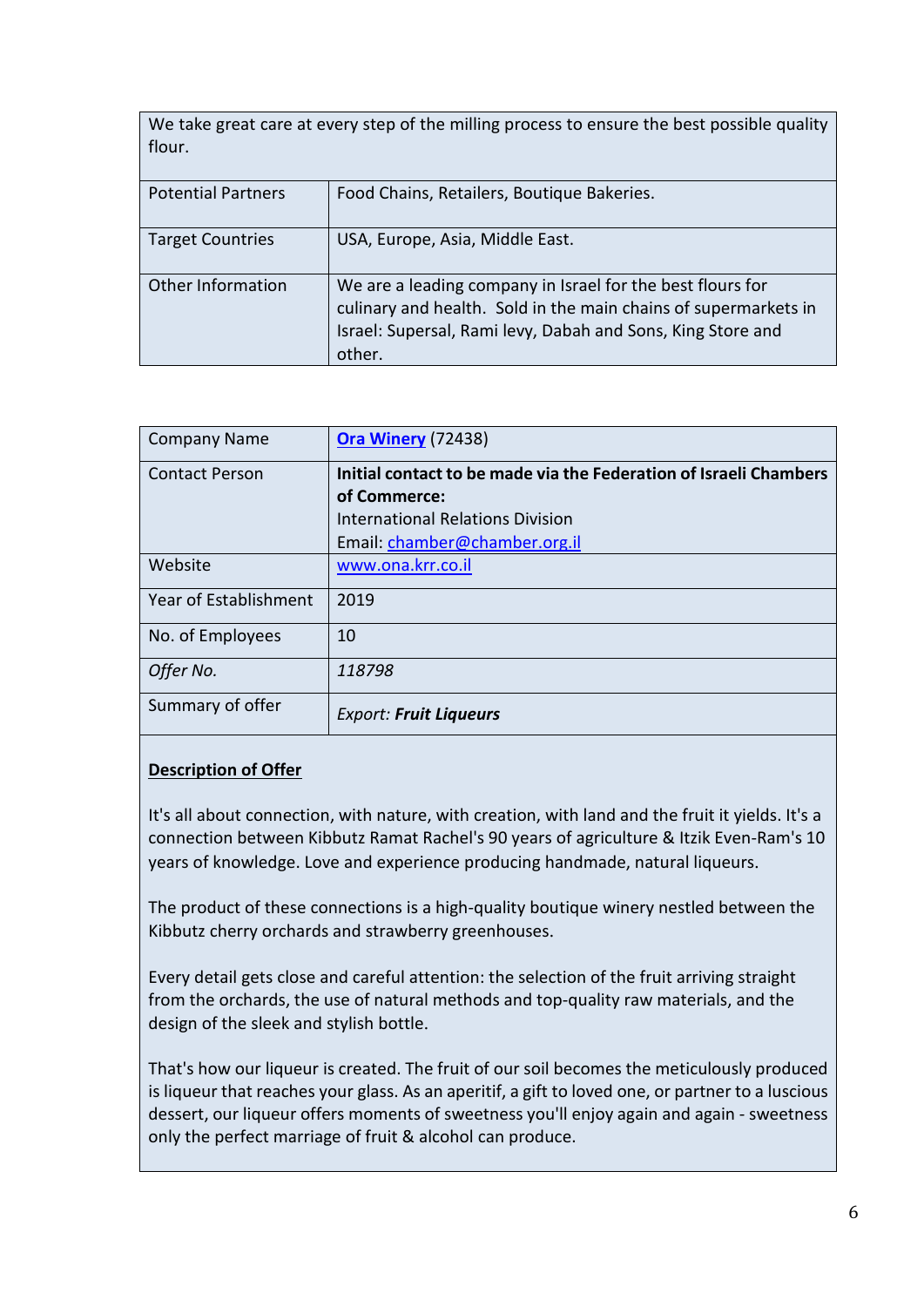| We take great care at every step of the milling process to ensure the best possible quality flour. | |
|---|---|
| Potential Partners | Food Chains, Retailers, Boutique Bakeries. |
| Target Countries | USA, Europe, Asia, Middle East. |
| Other Information | We are a leading company in Israel for the best flours for culinary and health. Sold in the main chains of supermarkets in Israel: Supersal, Rami levy, Dabah and Sons, King Store and other. |

| Company Name | **Ora Winery** (72438) |
|---|---|
| Contact Person | **Initial contact to be made via the Federation of Israeli Chambers of Commerce:** International Relations Division Email: chamber@chamber.org.il |
| Website | www.ona.krr.co.il |
| Year of Establishment | 2019 |
| No. of Employees | 10 |
| *Offer No.* | *118798* |
| Summary of offer | *Export:* ***Fruit Liqueurs*** |

**Description of Offer**

It's all about connection, with nature, with creation, with land and the fruit it yields. It's a connection between Kibbutz Ramat Rachel's 90 years of agriculture & Itzik Even-Ram's 10 years of knowledge. Love and experience producing handmade, natural liqueurs.

The product of these connections is a high-quality boutique winery nestled between the Kibbutz cherry orchards and strawberry greenhouses.

Every detail gets close and careful attention: the selection of the fruit arriving straight from the orchards, the use of natural methods and top-quality raw materials, and the design of the sleek and stylish bottle.

That's how our liqueur is created. The fruit of our soil becomes the meticulously produced is liqueur that reaches your glass. As an aperitif, a gift to loved one, or partner to a luscious dessert, our liqueur offers moments of sweetness you'll enjoy again and again - sweetness only the perfect marriage of fruit & alcohol can produce.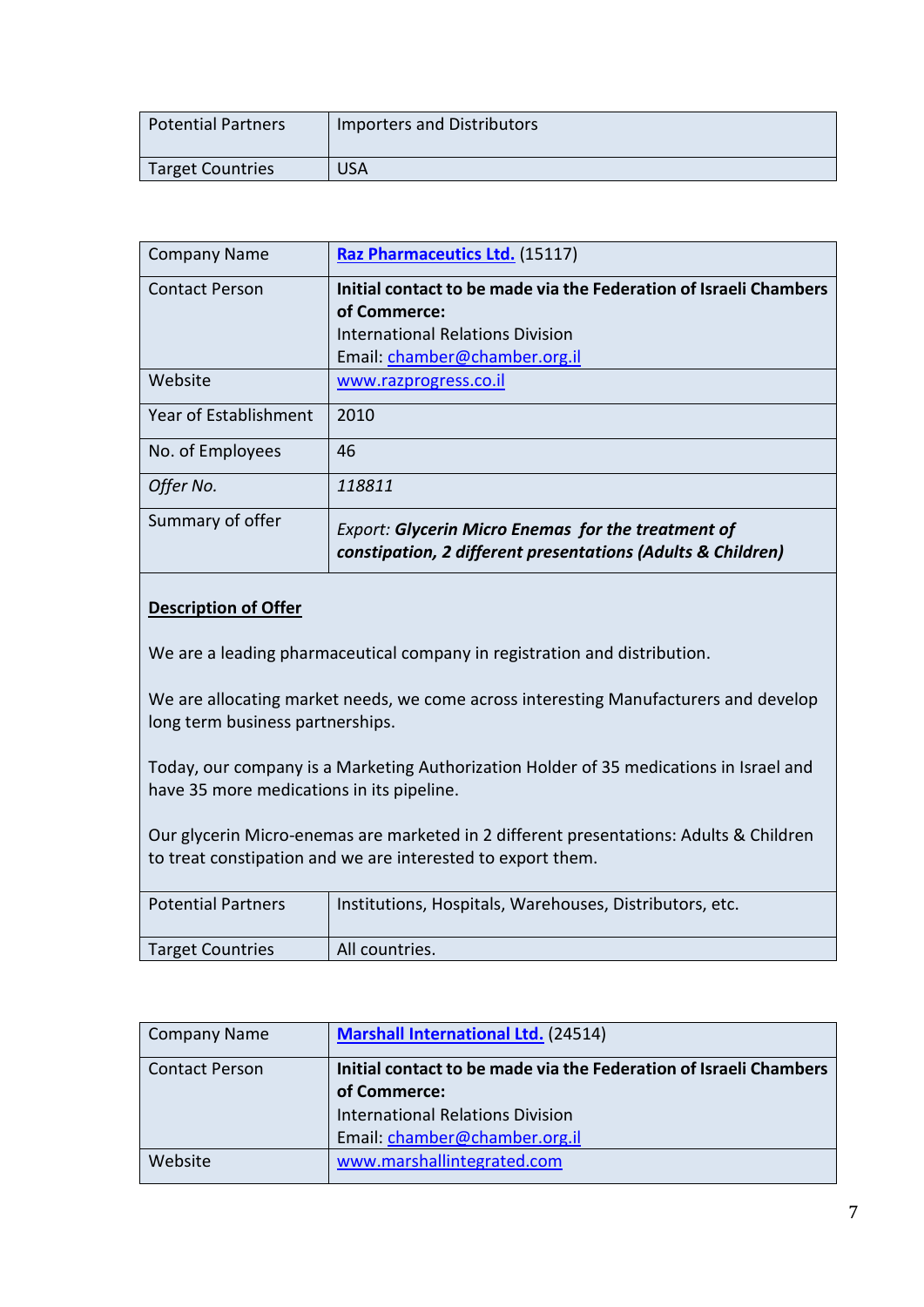| Potential Partners | Importers and Distributors |
|---|---|
| Target Countries | USA |

| Company Name | [**Raz Pharmaceutics Ltd.**](#) (15117) |
|---|---|
| Contact Person | **Initial contact to be made via the Federation of Israeli Chambers of Commerce:**<br>International Relations Division<br>Email: chamber@chamber.org.il |
| Website | www.razprogress.co.il |
| Year of Establishment | 2010 |
| No. of Employees | 46 |
| *Offer No.* | *118811* |
| Summary of offer | *Export: **Glycerin Micro Enemas for the treatment of constipation, 2 different presentations (Adults & Children)*** |

**<u>Description of Offer</u>**

We are a leading pharmaceutical company in registration and distribution.

We are allocating market needs, we come across interesting Manufacturers and develop long term business partnerships.

Today, our company is a Marketing Authorization Holder of 35 medications in Israel and have 35 more medications in its pipeline.

Our glycerin Micro-enemas are marketed in 2 different presentations: Adults & Children to treat constipation and we are interested to export them.

| Potential Partners | Institutions, Hospitals, Warehouses, Distributors, etc. |
|---|---|
| Target Countries | All countries. |

| Company Name | [**Marshall International Ltd.**](#) (24514) |
|---|---|
| Contact Person | **Initial contact to be made via the Federation of Israeli Chambers of Commerce:**<br>International Relations Division<br>Email: chamber@chamber.org.il |
| Website | www.marshallintegrated.com |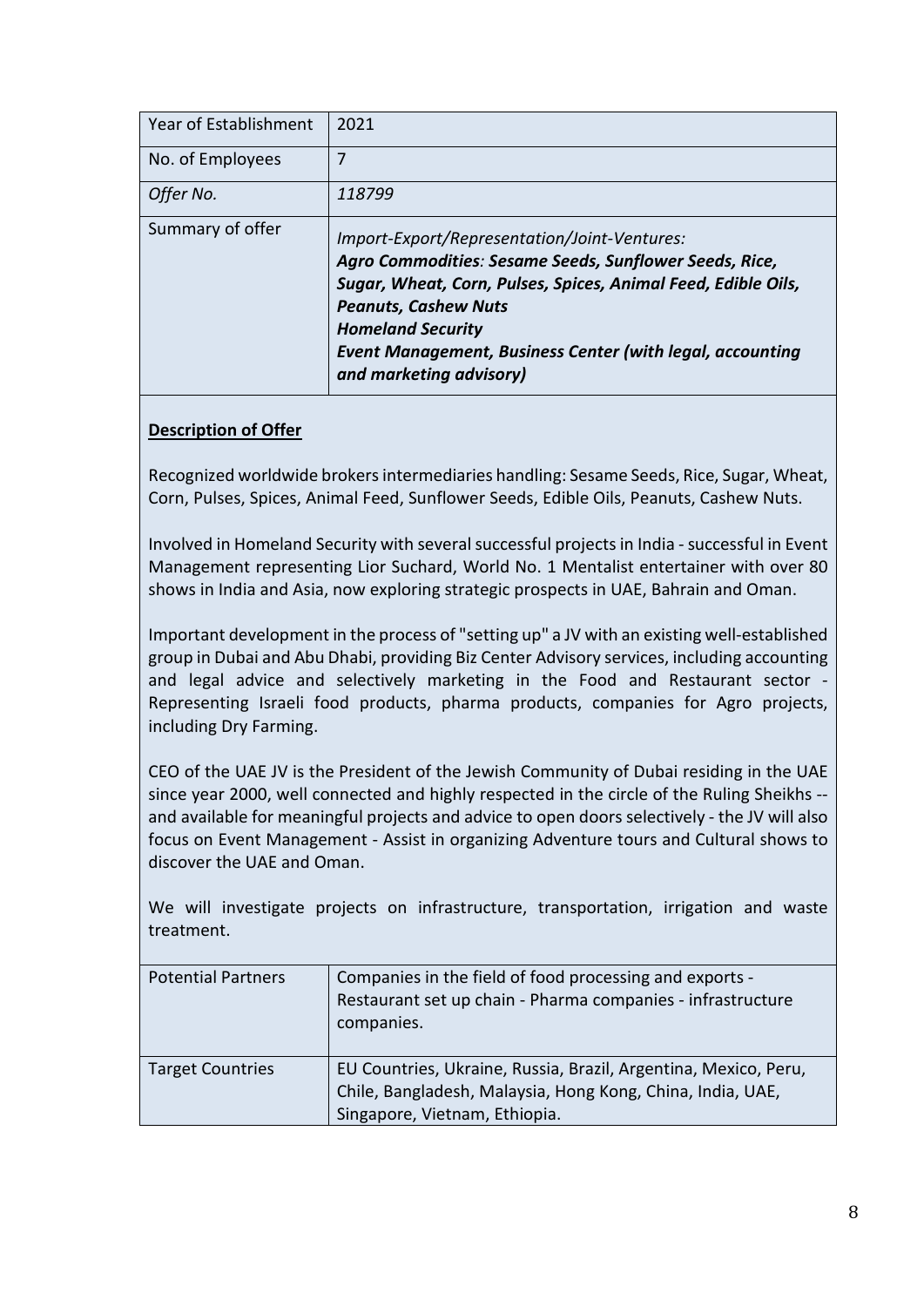| Year of Establishment | 2021 |
|---|---|
| No. of Employees | 7 |
| *Offer No.* | *118799* |
| Summary of offer | *Import-Export/Representation/Joint-Ventures:* ***Agro Commodities****: **Sesame Seeds, Sunflower Seeds, Rice, Sugar, Wheat, Corn, Pulses, Spices, Animal Feed, Edible Oils, Peanuts, Cashew Nuts*** ***Homeland Security*** ***Event Management, Business Center (with legal, accounting and marketing advisory)*** |

**Description of Offer**

Recognized worldwide brokers intermediaries handling: Sesame Seeds, Rice, Sugar, Wheat, Corn, Pulses, Spices, Animal Feed, Sunflower Seeds, Edible Oils, Peanuts, Cashew Nuts.

Involved in Homeland Security with several successful projects in India - successful in Event Management representing Lior Suchard, World No. 1 Mentalist entertainer with over 80 shows in India and Asia, now exploring strategic prospects in UAE, Bahrain and Oman.

Important development in the process of "setting up" a JV with an existing well-established group in Dubai and Abu Dhabi, providing Biz Center Advisory services, including accounting and legal advice and selectively marketing in the Food and Restaurant sector - Representing Israeli food products, pharma products, companies for Agro projects, including Dry Farming.

CEO of the UAE JV is the President of the Jewish Community of Dubai residing in the UAE since year 2000, well connected and highly respected in the circle of the Ruling Sheikhs -- and available for meaningful projects and advice to open doors selectively - the JV will also focus on Event Management - Assist in organizing Adventure tours and Cultural shows to discover the UAE and Oman.

We will investigate projects on infrastructure, transportation, irrigation and waste treatment.

| Potential Partners | Companies in the field of food processing and exports - Restaurant set up chain - Pharma companies - infrastructure companies. |
|---|---|
| Target Countries | EU Countries, Ukraine, Russia, Brazil, Argentina, Mexico, Peru, Chile, Bangladesh, Malaysia, Hong Kong, China, India, UAE, Singapore, Vietnam, Ethiopia. |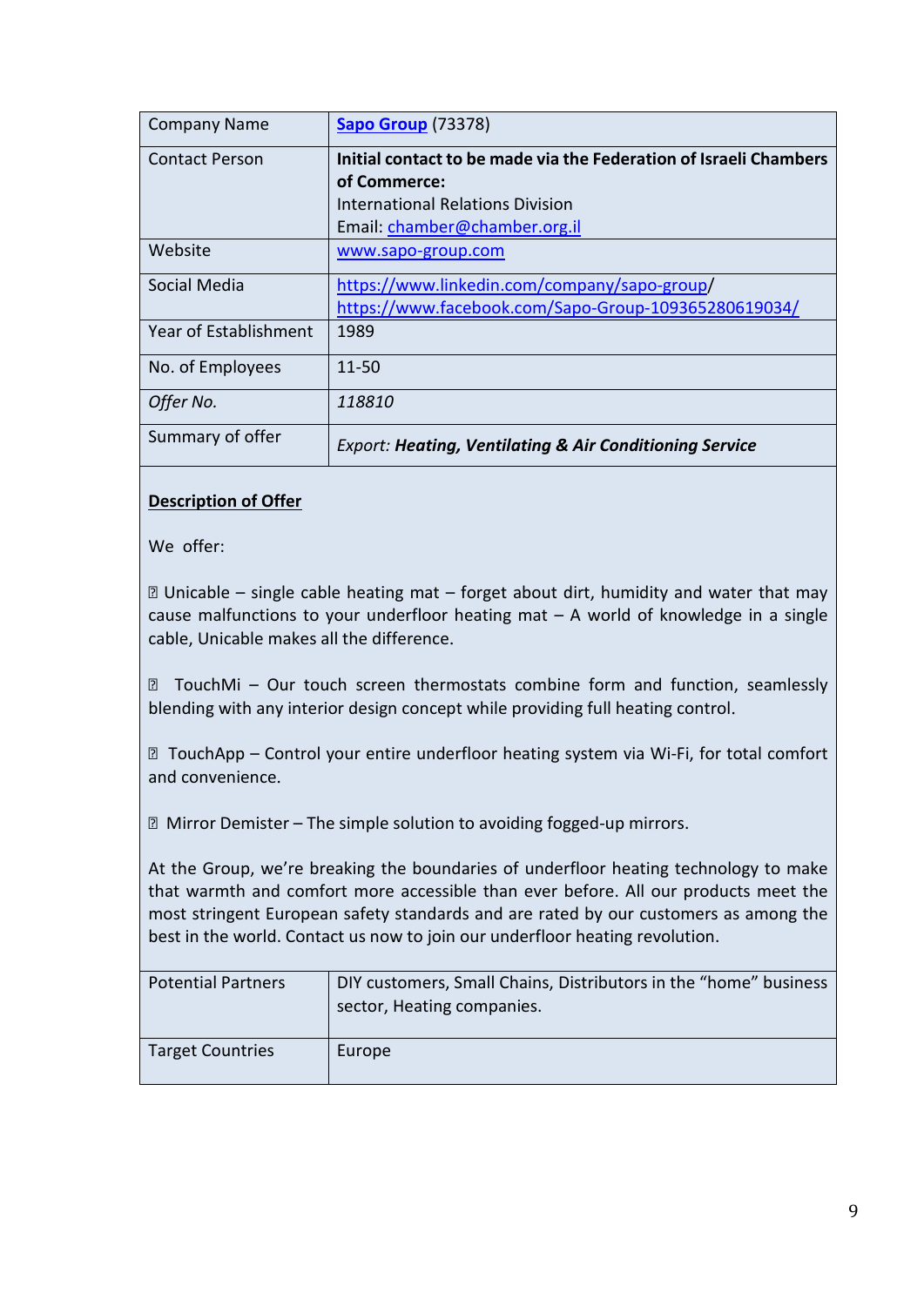| Company Name | [Sapo Group](#) (73378) |
|---|---|
| Contact Person | **Initial contact to be made via the Federation of Israeli Chambers of Commerce:**<br>International Relations Division<br>Email: chamber@chamber.org.il |
| Website | www.sapo-group.com |
| Social Media | https://www.linkedin.com/company/sapo-group/<br>https://www.facebook.com/Sapo-Group-109365280619034/ |
| Year of Establishment | 1989 |
| No. of Employees | 11-50 |
| *Offer No.* | *118810* |
| Summary of offer | *Export:* ***Heating, Ventilating & Air Conditioning Service*** |

**Description of Offer**

We offer:

 Unicable – single cable heating mat – forget about dirt, humidity and water that may cause malfunctions to your underfloor heating mat – A world of knowledge in a single cable, Unicable makes all the difference.

 TouchMi – Our touch screen thermostats combine form and function, seamlessly blending with any interior design concept while providing full heating control.

 TouchApp – Control your entire underfloor heating system via Wi-Fi, for total comfort and convenience.

 Mirror Demister – The simple solution to avoiding fogged-up mirrors.

At the Group, we're breaking the boundaries of underfloor heating technology to make that warmth and comfort more accessible than ever before. All our products meet the most stringent European safety standards and are rated by our customers as among the best in the world. Contact us now to join our underfloor heating revolution.

| Potential Partners | DIY customers, Small Chains, Distributors in the "home" business sector, Heating companies. |
|---|---|
| Target Countries | Europe |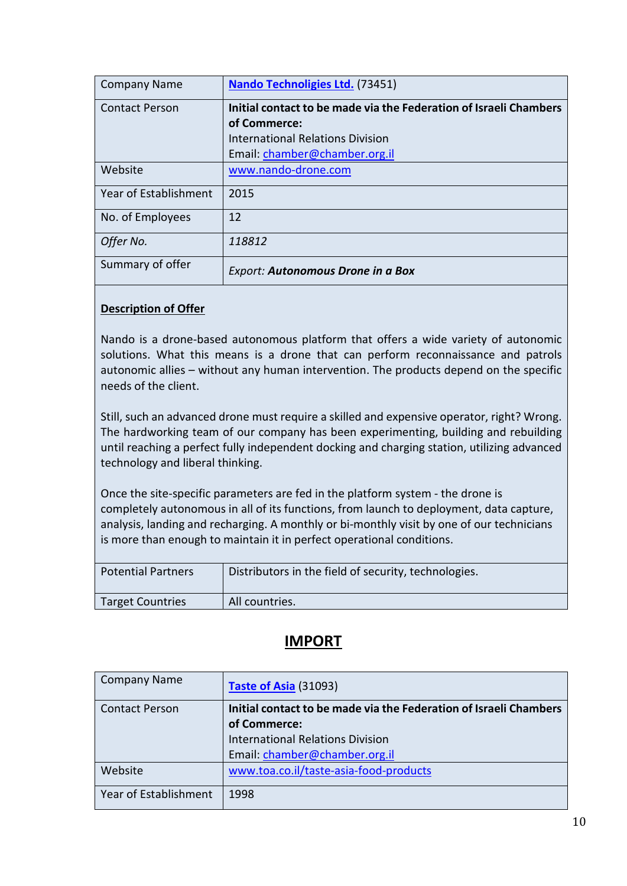| Company Name | **[Nando Technoligies Ltd.]** (73451) |
|---|---|
| Contact Person | **Initial contact to be made via the Federation of Israeli Chambers of Commerce:** International Relations Division Email: chamber@chamber.org.il |
| Website | www.nando-drone.com |
| Year of Establishment | 2015 |
| No. of Employees | 12 |
| *Offer No.* | *118812* |
| Summary of offer | *Export:* ***Autonomous Drone in a Box*** |

**Description of Offer**

Nando is a drone-based autonomous platform that offers a wide variety of autonomic solutions. What this means is a drone that can perform reconnaissance and patrols autonomic allies – without any human intervention. The products depend on the specific needs of the client.

Still, such an advanced drone must require a skilled and expensive operator, right? Wrong. The hardworking team of our company has been experimenting, building and rebuilding until reaching a perfect fully independent docking and charging station, utilizing advanced technology and liberal thinking.

Once the site-specific parameters are fed in the platform system - the drone is completely autonomous in all of its functions, from launch to deployment, data capture, analysis, landing and recharging. A monthly or bi-monthly visit by one of our technicians is more than enough to maintain it in perfect operational conditions.

| Potential Partners | Distributors in the field of security, technologies. |
|---|---|
| Target Countries | All countries. |

# IMPORT

| Company Name | **Taste of Asia** (31093) |
|---|---|
| Contact Person | **Initial contact to be made via the Federation of Israeli Chambers of Commerce:** International Relations Division Email: chamber@chamber.org.il |
| Website | www.toa.co.il/taste-asia-food-products |
| Year of Establishment | 1998 |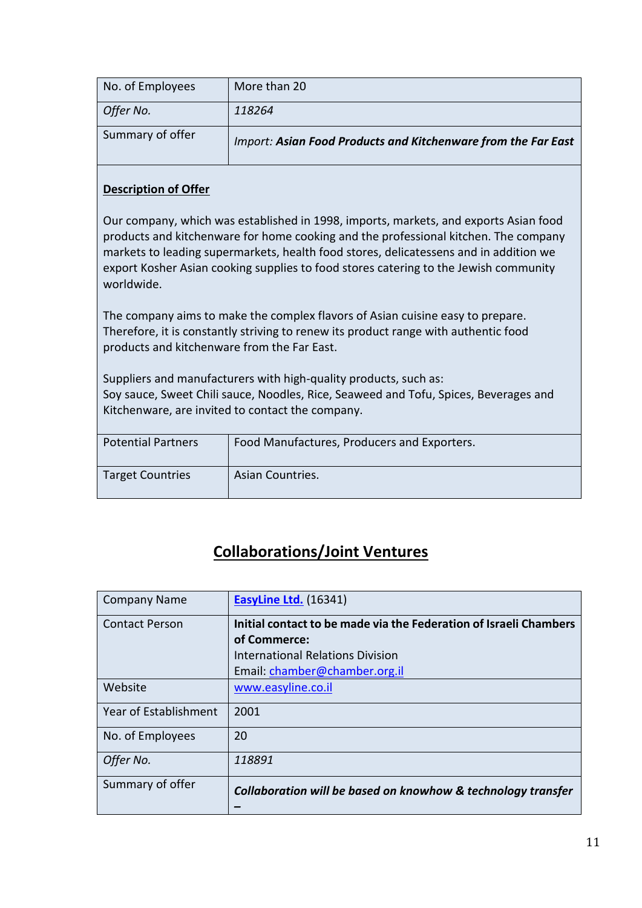| No. of Employees | More than 20 |
|---|---|
| *Offer No.* | *118264* |
| Summary of offer | *Import: **Asian Food Products and Kitchenware from the Far East*** |

**Description of Offer**

Our company, which was established in 1998, imports, markets, and exports Asian food products and kitchenware for home cooking and the professional kitchen. The company markets to leading supermarkets, health food stores, delicatessens and in addition we export Kosher Asian cooking supplies to food stores catering to the Jewish community worldwide.

The company aims to make the complex flavors of Asian cuisine easy to prepare. Therefore, it is constantly striving to renew its product range with authentic food products and kitchenware from the Far East.

Suppliers and manufacturers with high-quality products, such as:
Soy sauce, Sweet Chili sauce, Noodles, Rice, Seaweed and Tofu, Spices, Beverages and Kitchenware, are invited to contact the company.

| Potential Partners | Food Manufactures, Producers and Exporters. |
|---|---|
| Target Countries | Asian Countries. |

## Collaborations/Joint Ventures

| Company Name | **EasyLine Ltd.** (16341) |
|---|---|
| Contact Person | **Initial contact to be made via the Federation of Israeli Chambers of Commerce:**<br>International Relations Division<br>Email: chamber@chamber.org.il |
| Website | www.easyline.co.il |
| Year of Establishment | 2001 |
| No. of Employees | 20 |
| *Offer No.* | *118891* |
| Summary of offer | ***Collaboration will be based on knowhow & technology transfer –*** |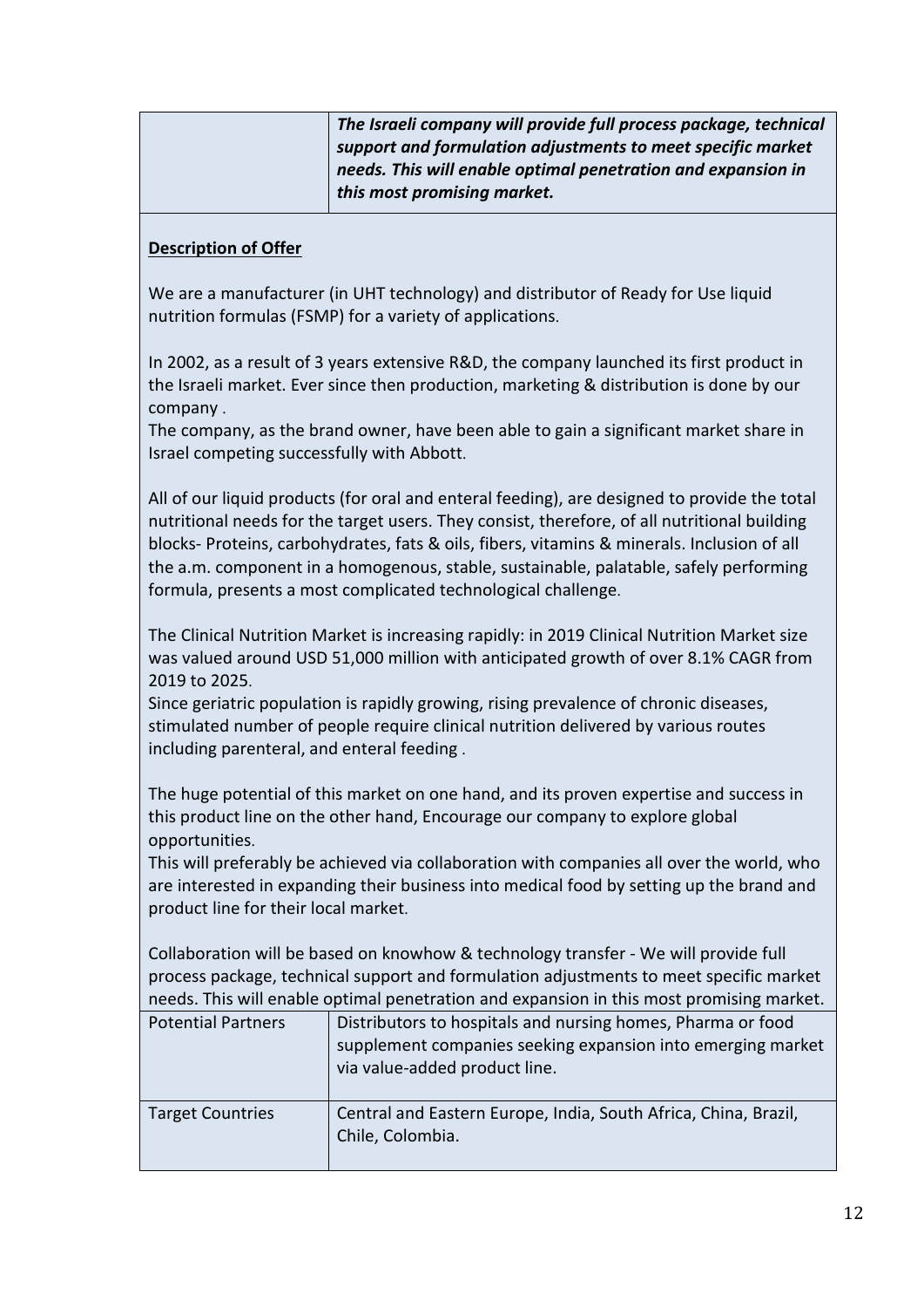| | *The Israeli company will provide full process package, technical support and formulation adjustments to meet specific market needs. This will enable optimal penetration and expansion in this most promising market.* |
|---|---|

**Description of Offer**

We are a manufacturer (in UHT technology) and distributor of Ready for Use liquid nutrition formulas (FSMP) for a variety of applications.

In 2002, as a result of 3 years extensive R&D, the company launched its first product in the Israeli market. Ever since then production, marketing & distribution is done by our company .

The company, as the brand owner, have been able to gain a significant market share in Israel competing successfully with Abbott.

All of our liquid products (for oral and enteral feeding), are designed to provide the total nutritional needs for the target users. They consist, therefore, of all nutritional building blocks- Proteins, carbohydrates, fats & oils, fibers, vitamins & minerals. Inclusion of all the a.m. component in a homogenous, stable, sustainable, palatable, safely performing formula, presents a most complicated technological challenge.

The Clinical Nutrition Market is increasing rapidly: in 2019 Clinical Nutrition Market size was valued around USD 51,000 million with anticipated growth of over 8.1% CAGR from 2019 to 2025.

Since geriatric population is rapidly growing, rising prevalence of chronic diseases, stimulated number of people require clinical nutrition delivered by various routes including parenteral, and enteral feeding .

The huge potential of this market on one hand, and its proven expertise and success in this product line on the other hand, Encourage our company to explore global opportunities.

This will preferably be achieved via collaboration with companies all over the world, who are interested in expanding their business into medical food by setting up the brand and product line for their local market.

Collaboration will be based on knowhow & technology transfer - We will provide full process package, technical support and formulation adjustments to meet specific market needs. This will enable optimal penetration and expansion in this most promising market.

| Potential Partners | Distributors to hospitals and nursing homes, Pharma or food supplement companies seeking expansion into emerging market via value-added product line. |
|---|---|
| Target Countries | Central and Eastern Europe, India, South Africa, China, Brazil, Chile, Colombia. |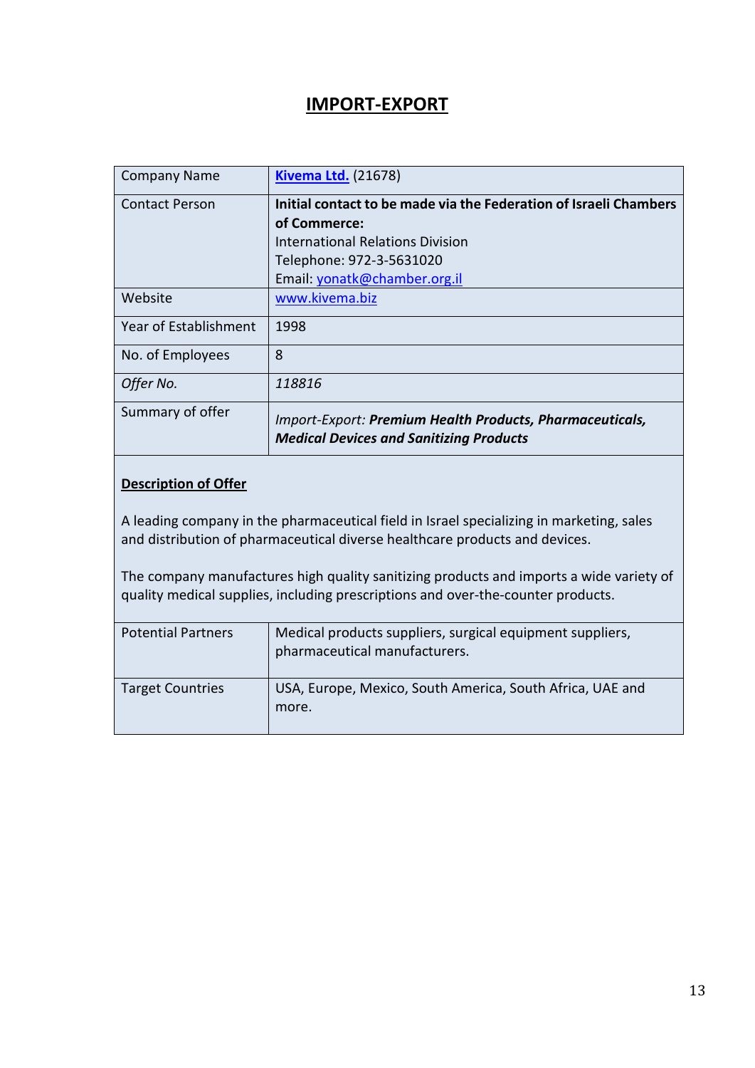# IMPORT-EXPORT

| | |
|---|---|
| Company Name | **Kivema Ltd.** (21678) |
| Contact Person | **Initial contact to be made via the Federation of Israeli Chambers of Commerce:**<br>International Relations Division<br>Telephone: 972-3-5631020<br>Email: yonatk@chamber.org.il |
| Website | www.kivema.biz |
| Year of Establishment | 1998 |
| No. of Employees | 8 |
| *Offer No.* | *118816* |
| Summary of offer | *Import-Export:* ***Premium Health Products, Pharmaceuticals, Medical Devices and Sanitizing Products*** |

**Description of Offer**

A leading company in the pharmaceutical field in Israel specializing in marketing, sales and distribution of pharmaceutical diverse healthcare products and devices.

The company manufactures high quality sanitizing products and imports a wide variety of quality medical supplies, including prescriptions and over-the-counter products.

| | |
|---|---|
| Potential Partners | Medical products suppliers, surgical equipment suppliers, pharmaceutical manufacturers. |
| Target Countries | USA, Europe, Mexico, South America, South Africa, UAE and more. |